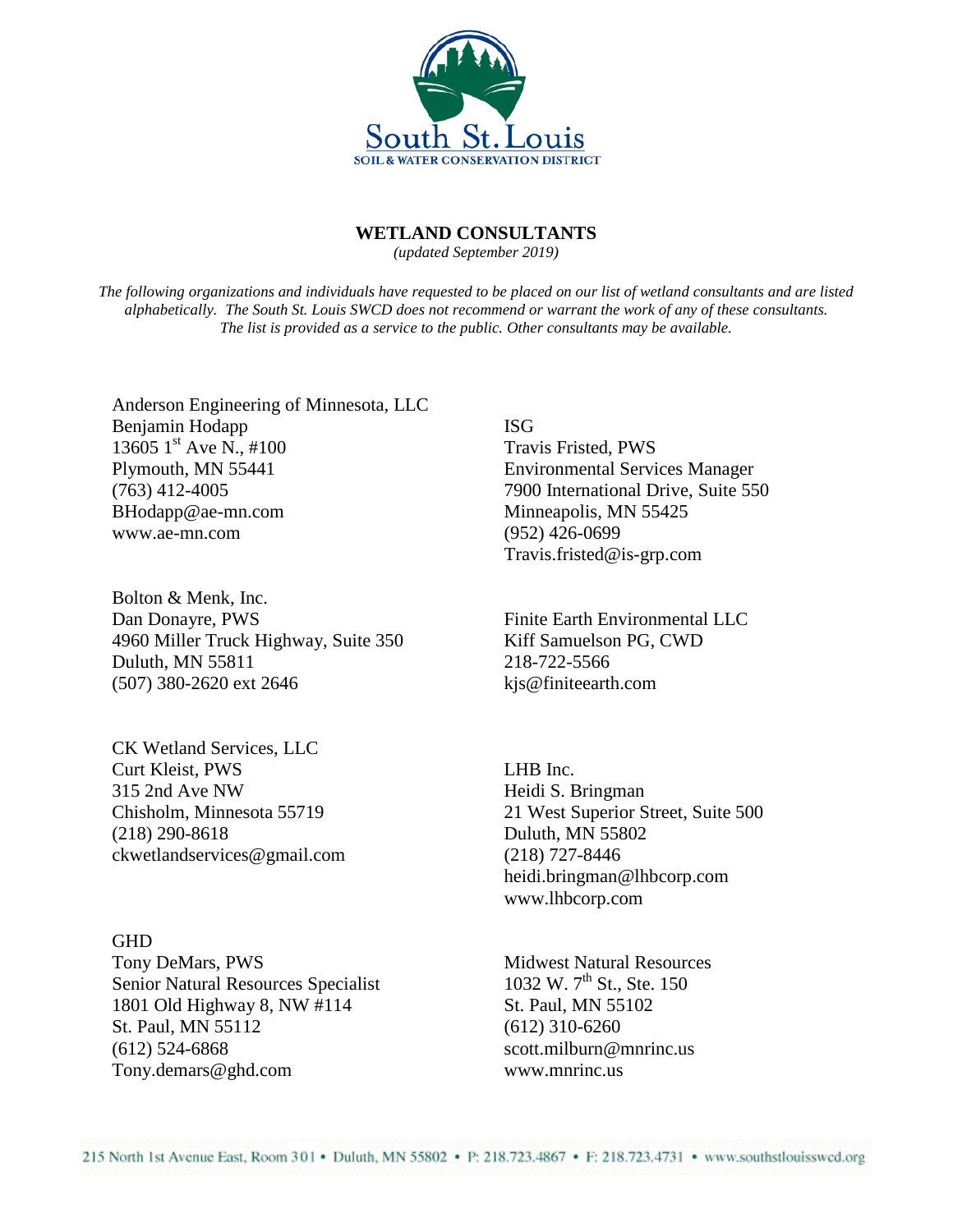South St. Louis
SOIL & WATER CONSERVATION DISTRICT

# WETLAND CONSULTANTS

*(updated September 2019)*

*The following organizations and individuals have requested to be placed on our list of wetland consultants and are listed alphabetically. The South St. Louis SWCD does not recommend or warrant the work of any of these consultants. The list is provided as a service to the public. Other consultants may be available.*

Anderson Engineering of Minnesota, LLC
Benjamin Hodapp
13605 1st Ave N., #100
Plymouth, MN 55441
(763) 412-4005
BHodapp@ae-mn.com
www.ae-mn.com

Bolton & Menk, Inc.
Dan Donayre, PWS
4960 Miller Truck Highway, Suite 350
Duluth, MN 55811
(507) 380-2620 ext 2646

CK Wetland Services, LLC
Curt Kleist, PWS
315 2nd Ave NW
Chisholm, Minnesota 55719
(218) 290-8618
ckwetlandservices@gmail.com

GHD
Tony DeMars, PWS
Senior Natural Resources Specialist
1801 Old Highway 8, NW #114
St. Paul, MN 55112
(612) 524-6868
Tony.demars@ghd.com

ISG
Travis Fristed, PWS
Environmental Services Manager
7900 International Drive, Suite 550
Minneapolis, MN 55425
(952) 426-0699
Travis.fristed@is-grp.com

Finite Earth Environmental LLC
Kiff Samuelson PG, CWD
218-722-5566
kjs@finiteearth.com

LHB Inc.
Heidi S. Bringman
21 West Superior Street, Suite 500
Duluth, MN 55802
(218) 727-8446
heidi.bringman@lhbcorp.com
www.lhbcorp.com

Midwest Natural Resources
1032 W. 7th St., Ste. 150
St. Paul, MN 55102
(612) 310-6260
scott.milburn@mnrinc.us
www.mnrinc.us

215 North 1st Avenue East, Room 301 • Duluth, MN 55802 • P: 218.723.4867 • F: 218.723.4731 • www.southstlouisswcd.org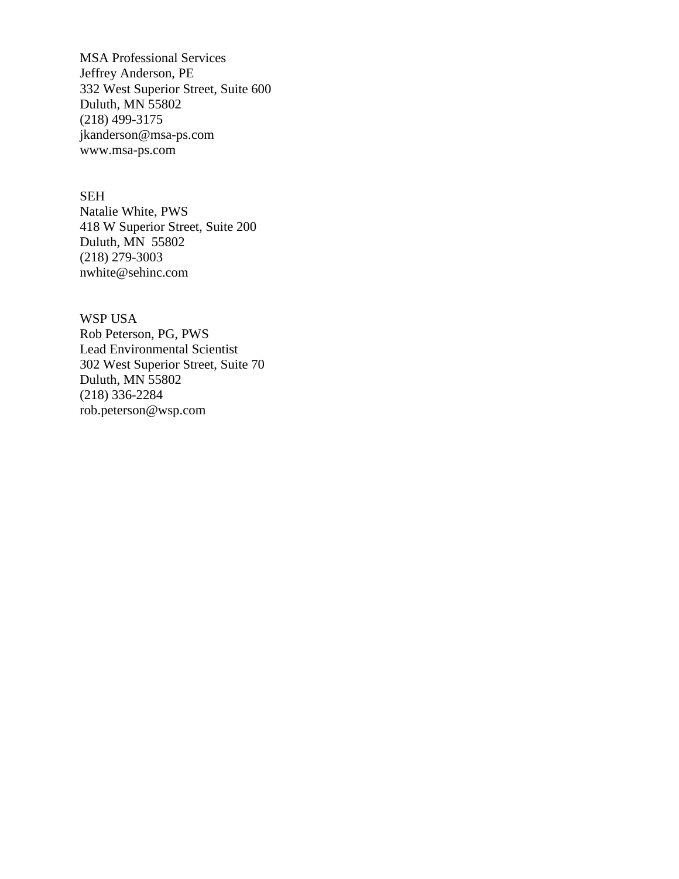MSA Professional Services
Jeffrey Anderson, PE
332 West Superior Street, Suite 600
Duluth, MN 55802
(218) 499-3175
jkanderson@msa-ps.com
www.msa-ps.com

SEH
Natalie White, PWS
418 W Superior Street, Suite 200
Duluth, MN  55802
(218) 279-3003
nwhite@sehinc.com

WSP USA
Rob Peterson, PG, PWS
Lead Environmental Scientist
302 West Superior Street, Suite 70
Duluth, MN 55802
(218) 336-2284
rob.peterson@wsp.com